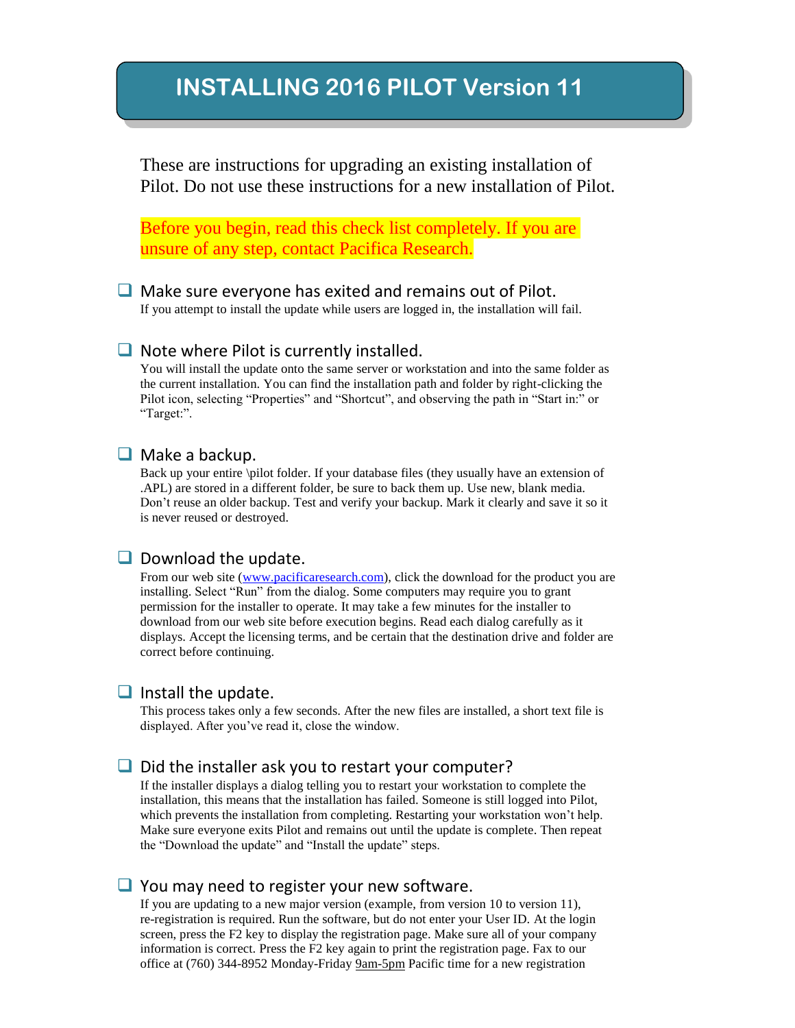# INSTALLING 2016 PILOT Version 11

These are instructions for upgrading an existing installation of Pilot. Do not use these instructions for a new installation of Pilot.

Before you begin, read this check list completely. If you are unsure of any step, contact Pacifica Research.

- [ ] **Make sure everyone has exited and remains out of Pilot.**
  If you attempt to install the update while users are logged in, the installation will fail.

- [ ] **Note where Pilot is currently installed.**
  You will install the update onto the same server or workstation and into the same folder as the current installation. You can find the installation path and folder by right-clicking the Pilot icon, selecting "Properties" and "Shortcut", and observing the path in "Start in:" or "Target:".

- [ ] **Make a backup.**
  Back up your entire \pilot folder. If your database files (they usually have an extension of .APL) are stored in a different folder, be sure to back them up. Use new, blank media. Don't reuse an older backup. Test and verify your backup. Mark it clearly and save it so it is never reused or destroyed.

- [ ] **Download the update.**
  From our web site ([www.pacificaresearch.com](http://www.pacificaresearch.com)), click the download for the product you are installing. Select "Run" from the dialog. Some computers may require you to grant permission for the installer to operate. It may take a few minutes for the installer to download from our web site before execution begins. Read each dialog carefully as it displays. Accept the licensing terms, and be certain that the destination drive and folder are correct before continuing.

- [ ] **Install the update.**
  This process takes only a few seconds. After the new files are installed, a short text file is displayed. After you've read it, close the window.

- [ ] **Did the installer ask you to restart your computer?**
  If the installer displays a dialog telling you to restart your workstation to complete the installation, this means that the installation has failed. Someone is still logged into Pilot, which prevents the installation from completing. Restarting your workstation won't help. Make sure everyone exits Pilot and remains out until the update is complete. Then repeat the "Download the update" and "Install the update" steps.

- [ ] **You may need to register your new software.**
  If you are updating to a new major version (example, from version 10 to version 11), re-registration is required. Run the software, but do not enter your User ID. At the login screen, press the F2 key to display the registration page. Make sure all of your company information is correct. Press the F2 key again to print the registration page. Fax to our office at (760) 344-8952 Monday-Friday 9am-5pm Pacific time for a new registration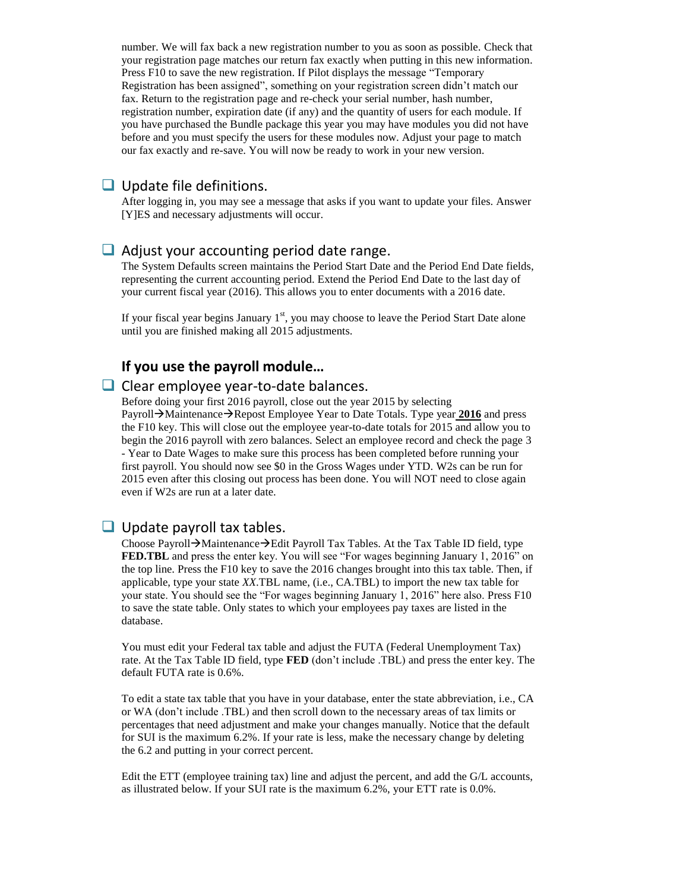number. We will fax back a new registration number to you as soon as possible. Check that your registration page matches our return fax exactly when putting in this new information. Press F10 to save the new registration. If Pilot displays the message "Temporary Registration has been assigned", something on your registration screen didn't match our fax. Return to the registration page and re-check your serial number, hash number, registration number, expiration date (if any) and the quantity of users for each module. If you have purchased the Bundle package this year you may have modules you did not have before and you must specify the users for these modules now. Adjust your page to match our fax exactly and re-save. You will now be ready to work in your new version.

### ❑ Update file definitions.

After logging in, you may see a message that asks if you want to update your files. Answer [Y]ES and necessary adjustments will occur.

### ❑ Adjust your accounting period date range.

The System Defaults screen maintains the Period Start Date and the Period End Date fields, representing the current accounting period. Extend the Period End Date to the last day of your current fiscal year (2016). This allows you to enter documents with a 2016 date.

If your fiscal year begins January 1st, you may choose to leave the Period Start Date alone until you are finished making all 2015 adjustments.

## If you use the payroll module…

### ❑ Clear employee year-to-date balances.

Before doing your first 2016 payroll, close out the year 2015 by selecting Payroll→Maintenance→Repost Employee Year to Date Totals. Type year **2016** and press the F10 key. This will close out the employee year-to-date totals for 2015 and allow you to begin the 2016 payroll with zero balances. Select an employee record and check the page 3 - Year to Date Wages to make sure this process has been completed before running your first payroll. You should now see $0 in the Gross Wages under YTD. W2s can be run for 2015 even after this closing out process has been done. You will NOT need to close again even if W2s are run at a later date.

### ❑ Update payroll tax tables.

Choose Payroll→Maintenance→Edit Payroll Tax Tables. At the Tax Table ID field, type **FED.TBL** and press the enter key. You will see "For wages beginning January 1, 2016" on the top line. Press the F10 key to save the 2016 changes brought into this tax table. Then, if applicable, type your state *XX*.TBL name, (i.e., CA.TBL) to import the new tax table for your state. You should see the "For wages beginning January 1, 2016" here also. Press F10 to save the state table. Only states to which your employees pay taxes are listed in the database.

You must edit your Federal tax table and adjust the FUTA (Federal Unemployment Tax) rate. At the Tax Table ID field, type **FED** (don't include .TBL) and press the enter key. The default FUTA rate is 0.6%.

To edit a state tax table that you have in your database, enter the state abbreviation, i.e., CA or WA (don't include .TBL) and then scroll down to the necessary areas of tax limits or percentages that need adjustment and make your changes manually. Notice that the default for SUI is the maximum 6.2%. If your rate is less, make the necessary change by deleting the 6.2 and putting in your correct percent.

Edit the ETT (employee training tax) line and adjust the percent, and add the G/L accounts, as illustrated below. If your SUI rate is the maximum 6.2%, your ETT rate is 0.0%.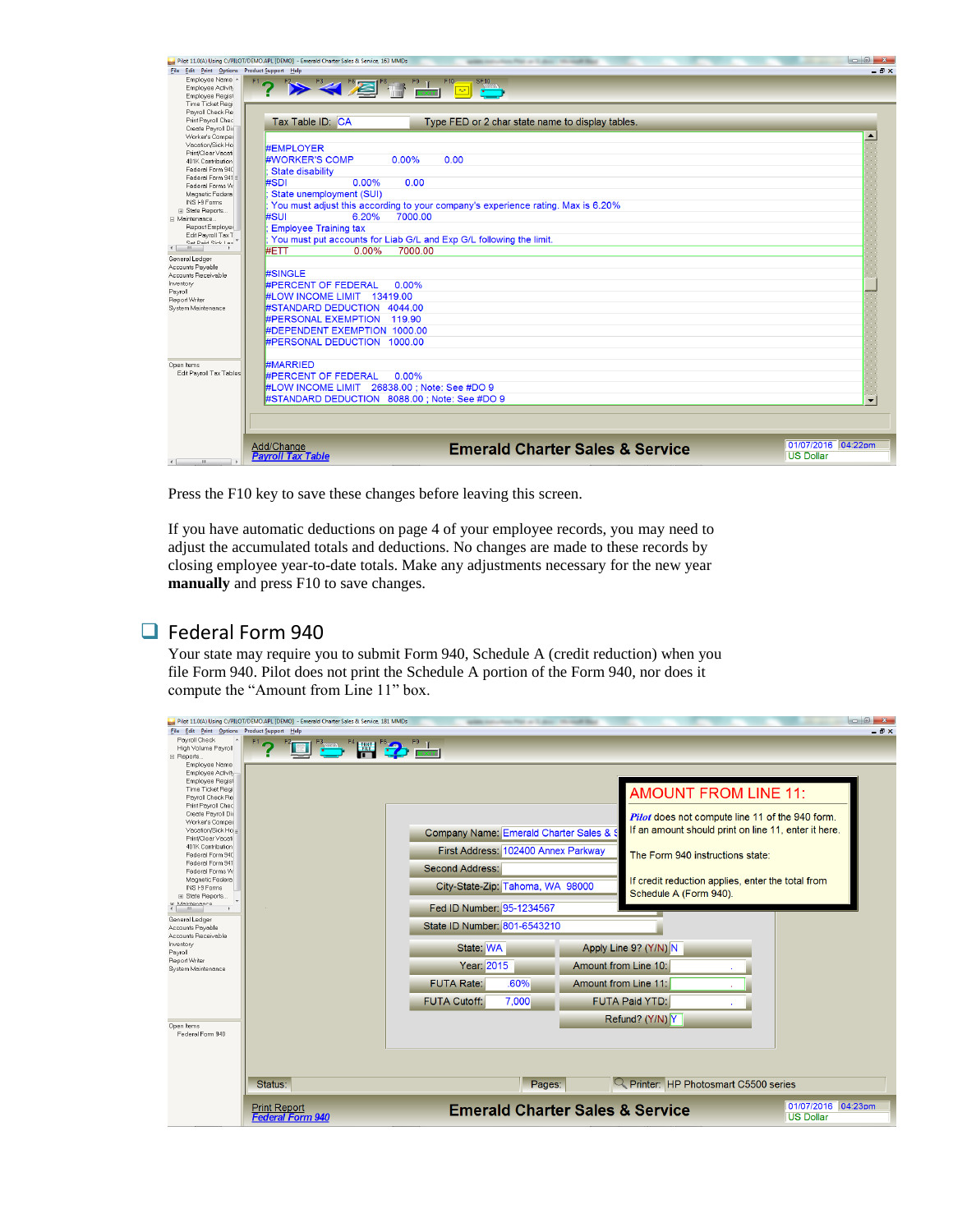Press the F10 key to save these changes before leaving this screen.

If you have automatic deductions on page 4 of your employee records, you may need to adjust the accumulated totals and deductions. No changes are made to these records by closing employee year-to-date totals. Make any adjustments necessary for the new year **manually** and press F10 to save changes.

## Federal Form 940

Your state may require you to submit Form 940, Schedule A (credit reduction) when you file Form 940. Pilot does not print the Schedule A portion of the Form 940, nor does it compute the “Amount from Line 11” box.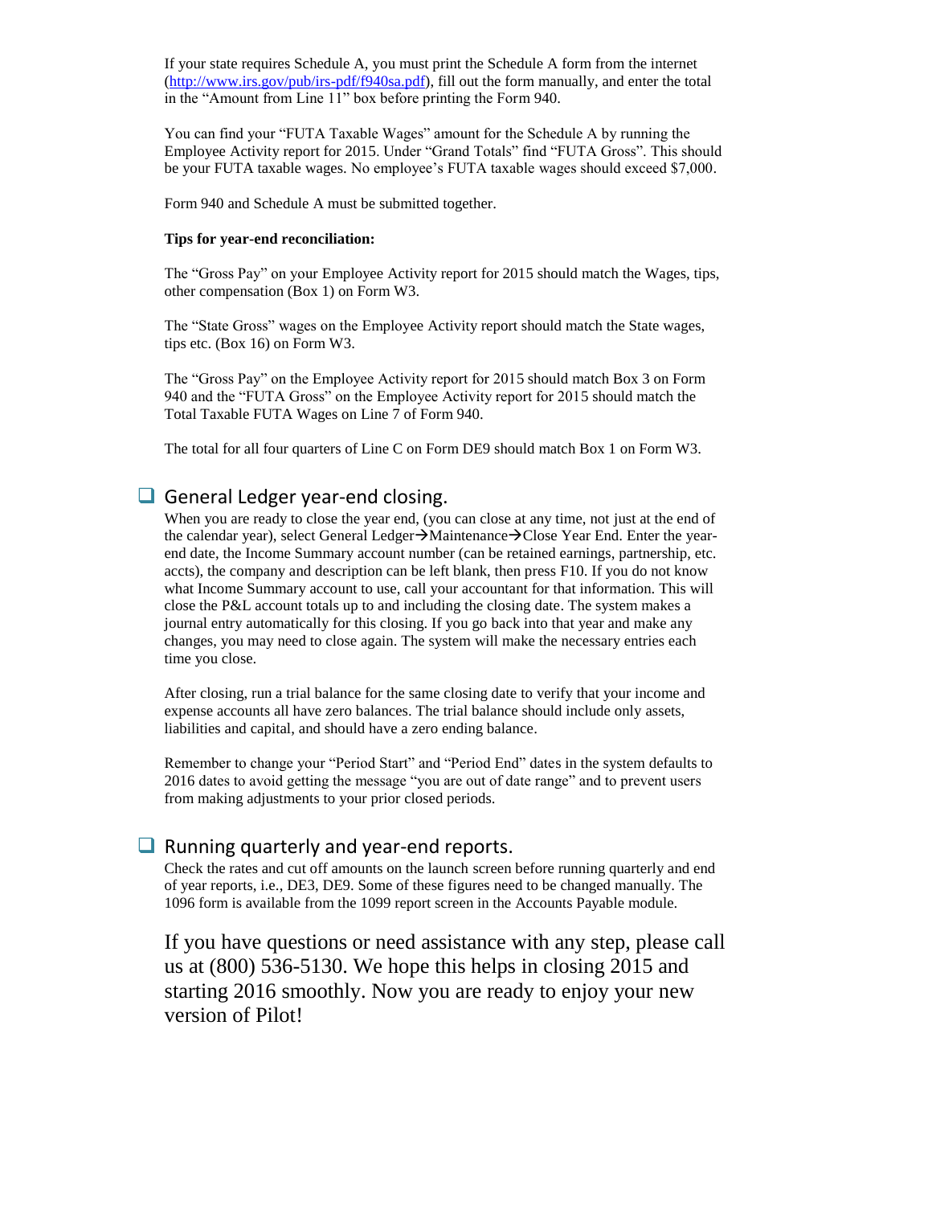If your state requires Schedule A, you must print the Schedule A form from the internet (http://www.irs.gov/pub/irs-pdf/f940sa.pdf), fill out the form manually, and enter the total in the "Amount from Line 11" box before printing the Form 940.

You can find your "FUTA Taxable Wages" amount for the Schedule A by running the Employee Activity report for 2015. Under "Grand Totals" find "FUTA Gross". This should be your FUTA taxable wages. No employee's FUTA taxable wages should exceed $7,000.

Form 940 and Schedule A must be submitted together.

**Tips for year-end reconciliation:**

The "Gross Pay" on your Employee Activity report for 2015 should match the Wages, tips, other compensation (Box 1) on Form W3.

The "State Gross" wages on the Employee Activity report should match the State wages, tips etc. (Box 16) on Form W3.

The "Gross Pay" on the Employee Activity report for 2015 should match Box 3 on Form 940 and the "FUTA Gross" on the Employee Activity report for 2015 should match the Total Taxable FUTA Wages on Line 7 of Form 940.

The total for all four quarters of Line C on Form DE9 should match Box 1 on Form W3.

## ❑ General Ledger year-end closing.

When you are ready to close the year end, (you can close at any time, not just at the end of the calendar year), select General Ledger→Maintenance→Close Year End. Enter the year-end date, the Income Summary account number (can be retained earnings, partnership, etc. accts), the company and description can be left blank, then press F10. If you do not know what Income Summary account to use, call your accountant for that information. This will close the P&L account totals up to and including the closing date. The system makes a journal entry automatically for this closing. If you go back into that year and make any changes, you may need to close again. The system will make the necessary entries each time you close.

After closing, run a trial balance for the same closing date to verify that your income and expense accounts all have zero balances. The trial balance should include only assets, liabilities and capital, and should have a zero ending balance.

Remember to change your "Period Start" and "Period End" dates in the system defaults to 2016 dates to avoid getting the message "you are out of date range" and to prevent users from making adjustments to your prior closed periods.

## ❑ Running quarterly and year-end reports.

Check the rates and cut off amounts on the launch screen before running quarterly and end of year reports, i.e., DE3, DE9. Some of these figures need to be changed manually. The 1096 form is available from the 1099 report screen in the Accounts Payable module.

If you have questions or need assistance with any step, please call us at (800) 536-5130. We hope this helps in closing 2015 and starting 2016 smoothly. Now you are ready to enjoy your new version of Pilot!